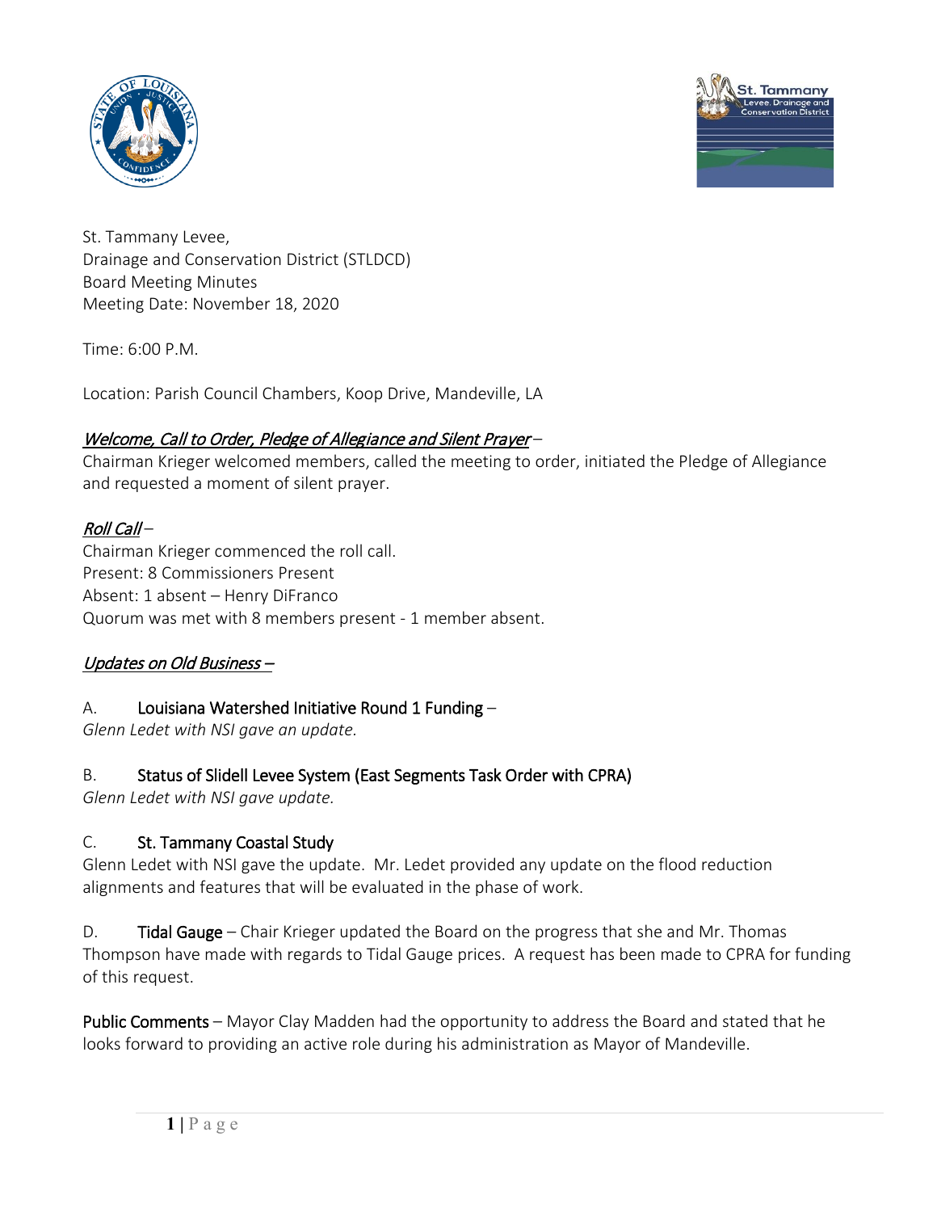St. Tammany Levee,
Drainage and Conservation District (STLDCD)
Board Meeting Minutes
Meeting Date: November 18, 2020

Time: 6:00 P.M.

Location: Parish Council Chambers, Koop Drive, Mandeville, LA

*Welcome, Call to Order, Pledge of Allegiance and Silent Prayer* –
Chairman Krieger welcomed members, called the meeting to order, initiated the Pledge of Allegiance and requested a moment of silent prayer.

*Roll Call* –
Chairman Krieger commenced the roll call.
Present: 8 Commissioners Present
Absent: 1 absent – Henry DiFranco
Quorum was met with 8 members present - 1 member absent.

*Updates on Old Business –*

A. **Louisiana Watershed Initiative Round 1 Funding** –
*Glenn Ledet with NSI gave an update.*

B. **Status of Slidell Levee System (East Segments Task Order with CPRA)**
*Glenn Ledet with NSI gave update.*

C. **St. Tammany Coastal Study**
Glenn Ledet with NSI gave the update. Mr. Ledet provided any update on the flood reduction alignments and features that will be evaluated in the phase of work.

D. **Tidal Gauge** – Chair Krieger updated the Board on the progress that she and Mr. Thomas Thompson have made with regards to Tidal Gauge prices. A request has been made to CPRA for funding of this request.

**Public Comments** – Mayor Clay Madden had the opportunity to address the Board and stated that he looks forward to providing an active role during his administration as Mayor of Mandeville.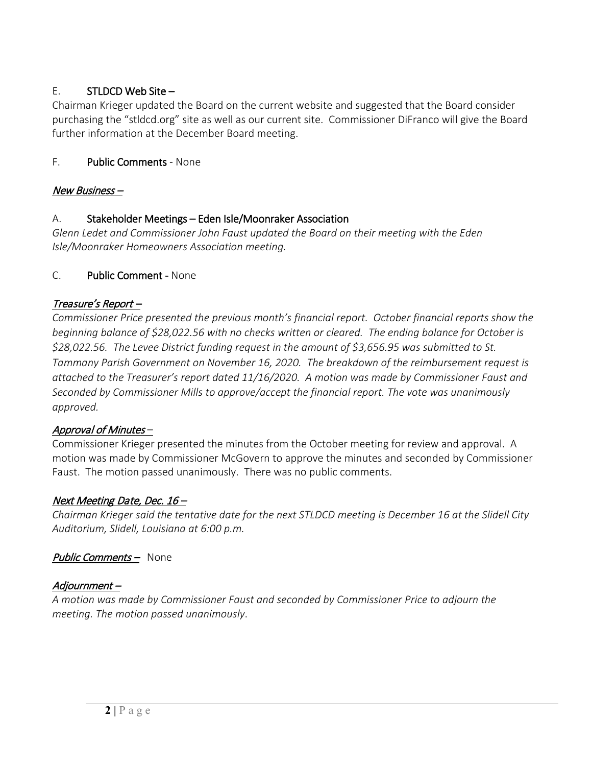E. **STLDCD Web Site –**

Chairman Krieger updated the Board on the current website and suggested that the Board consider purchasing the "stldcd.org" site as well as our current site. Commissioner DiFranco will give the Board further information at the December Board meeting.

F. **Public Comments** - None

***New Business –***

A. **Stakeholder Meetings – Eden Isle/Moonraker Association**

*Glenn Ledet and Commissioner John Faust updated the Board on their meeting with the Eden Isle/Moonraker Homeowners Association meeting.*

C. **Public Comment -** None

***Treasure's Report –***

*Commissioner Price presented the previous month's financial report. October financial reports show the beginning balance of $28,022.56 with no checks written or cleared. The ending balance for October is $28,022.56. The Levee District funding request in the amount of $3,656.95 was submitted to St. Tammany Parish Government on November 16, 2020. The breakdown of the reimbursement request is attached to the Treasurer's report dated 11/16/2020. A motion was made by Commissioner Faust and Seconded by Commissioner Mills to approve/accept the financial report. The vote was unanimously approved.*

***Approval of Minutes –***

Commissioner Krieger presented the minutes from the October meeting for review and approval. A motion was made by Commissioner McGovern to approve the minutes and seconded by Commissioner Faust. The motion passed unanimously. There was no public comments.

***Next Meeting Date, Dec. 16 –***

*Chairman Krieger said the tentative date for the next STLDCD meeting is December 16 at the Slidell City Auditorium, Slidell, Louisiana at 6:00 p.m.*

***Public Comments –*** None

***Adjournment –***

*A motion was made by Commissioner Faust and seconded by Commissioner Price to adjourn the meeting. The motion passed unanimously.*